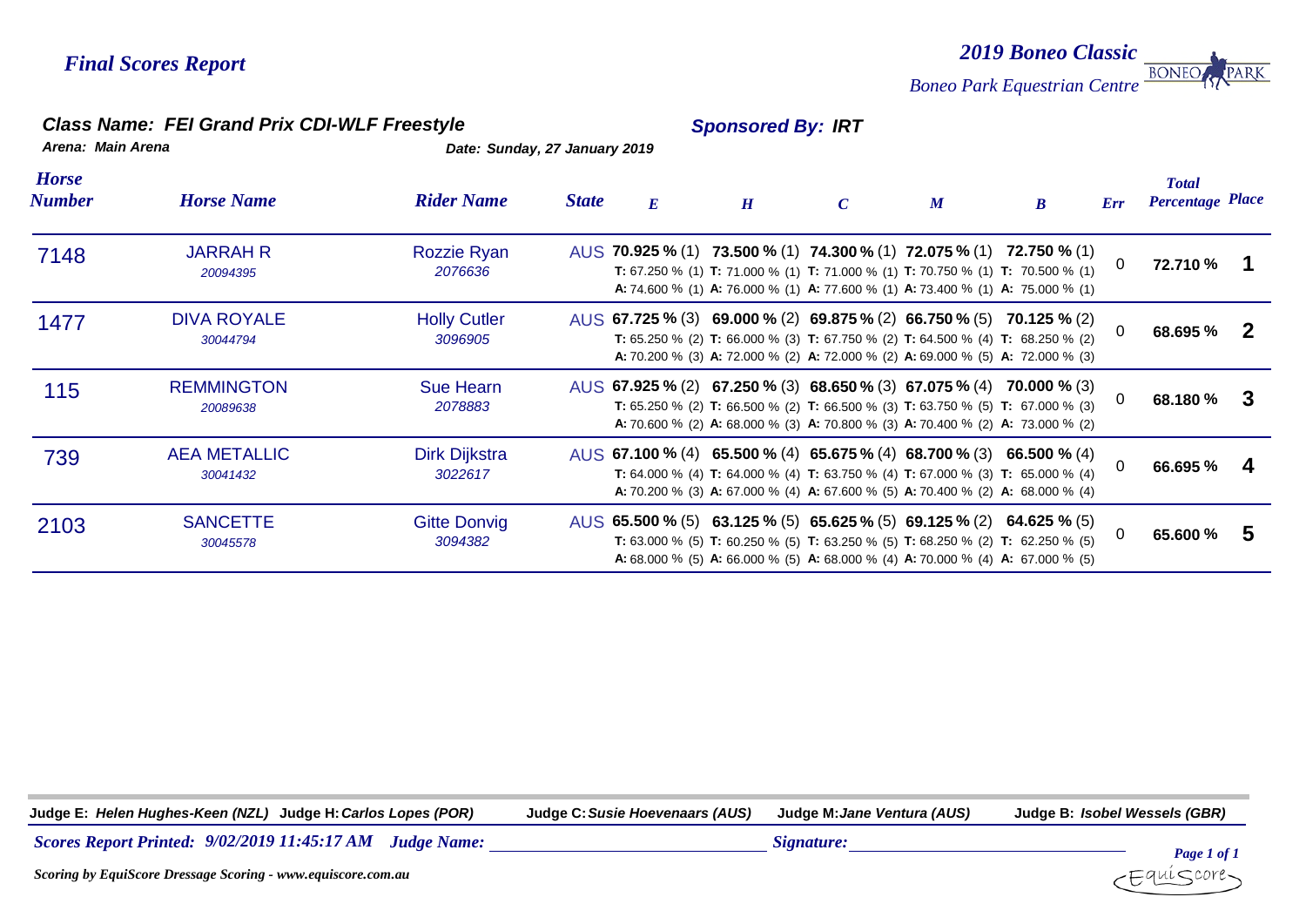# Final Scores Report

## 2019 Boneo Classic

*Boneo Park Equestrian Centre*

### Class Name: FEI Grand Prix CDI-WLF Freestyle

**Sponsored By: IRT**

**Arena: Main Arena**

**Date: Sunday, 27 January 2019**

| Horse Number | Horse Name | Rider Name | State | E | H | C | M | B | Err | Total Percentage | Place |
|---|---|---|---|---|---|---|---|---|---|---|---|
| 7148 | JARRAH R 20094395 | Rozzie Ryan 2076636 | AUS | **70.925 %** (1) **T:** 67.250 % (1) **A:** 74.600 % (1) | **73.500 %** (1) **T:** 71.000 % (1) **A:** 76.000 % (1) | **74.300 %** (1) **T:** 71.000 % (1) **A:** 77.600 % (1) | **72.075 %** (1) **T:** 70.750 % (1) **A:** 73.400 % (1) | **72.750 %** (1) **T:** 70.500 % (1) **A:** 75.000 % (1) | 0 | **72.710 %** | **1** |
| 1477 | DIVA ROYALE 30044794 | Holly Cutler 3096905 | AUS | **67.725 %** (3) **T:** 65.250 % (2) **A:** 70.200 % (3) | **69.000 %** (2) **T:** 66.000 % (3) **A:** 72.000 % (2) | **69.875 %** (2) **T:** 67.750 % (2) **A:** 72.000 % (2) | **66.750 %** (5) **T:** 64.500 % (4) **A:** 69.000 % (5) | **70.125 %** (2) **T:** 68.250 % (2) **A:** 72.000 % (3) | 0 | **68.695 %** | **2** |
| 115 | REMMINGTON 20089638 | Sue Hearn 2078883 | AUS | **67.925 %** (2) **T:** 65.250 % (2) **A:** 70.600 % (2) | **67.250 %** (3) **T:** 66.500 % (2) **A:** 68.000 % (3) | **68.650 %** (3) **T:** 66.500 % (3) **A:** 70.800 % (3) | **67.075 %** (4) **T:** 63.750 % (5) **A:** 70.400 % (2) | **70.000 %** (3) **T:** 67.000 % (3) **A:** 73.000 % (2) | 0 | **68.180 %** | **3** |
| 739 | AEA METALLIC 30041432 | Dirk Dijkstra 3022617 | AUS | **67.100 %** (4) **T:** 64.000 % (4) **A:** 70.200 % (3) | **65.500 %** (4) **T:** 64.000 % (4) **A:** 67.000 % (4) | **65.675 %** (4) **T:** 63.750 % (4) **A:** 67.600 % (5) | **68.700 %** (3) **T:** 67.000 % (3) **A:** 70.400 % (2) | **66.500 %** (4) **T:** 65.000 % (4) **A:** 68.000 % (4) | 0 | **66.695 %** | **4** |
| 2103 | SANCETTE 30045578 | Gitte Donvig 3094382 | AUS | **65.500 %** (5) **T:** 63.000 % (5) **A:** 68.000 % (5) | **63.125 %** (5) **T:** 60.250 % (5) **A:** 66.000 % (5) | **65.625 %** (5) **T:** 63.250 % (5) **A:** 68.000 % (4) | **69.125 %** (2) **T:** 68.250 % (2) **A:** 70.000 % (4) | **64.625 %** (5) **T:** 62.250 % (5) **A:** 67.000 % (5) | 0 | **65.600 %** | **5** |

**Judge E:** *Helen Hughes-Keen (NZL)* **Judge H:** *Carlos Lopes (POR)* **Judge C:** *Susie Hoevenaars (AUS)* **Judge M:** *Jane Ventura (AUS)* **Judge B:** *Isobel Wessels (GBR)*

*Scores Report Printed: 9/02/2019 11:45:17 AM* *Judge Name:* ______________________ *Signature:* ______________________

*Scoring by EquiScore Dressage Scoring - www.equiscore.com.au*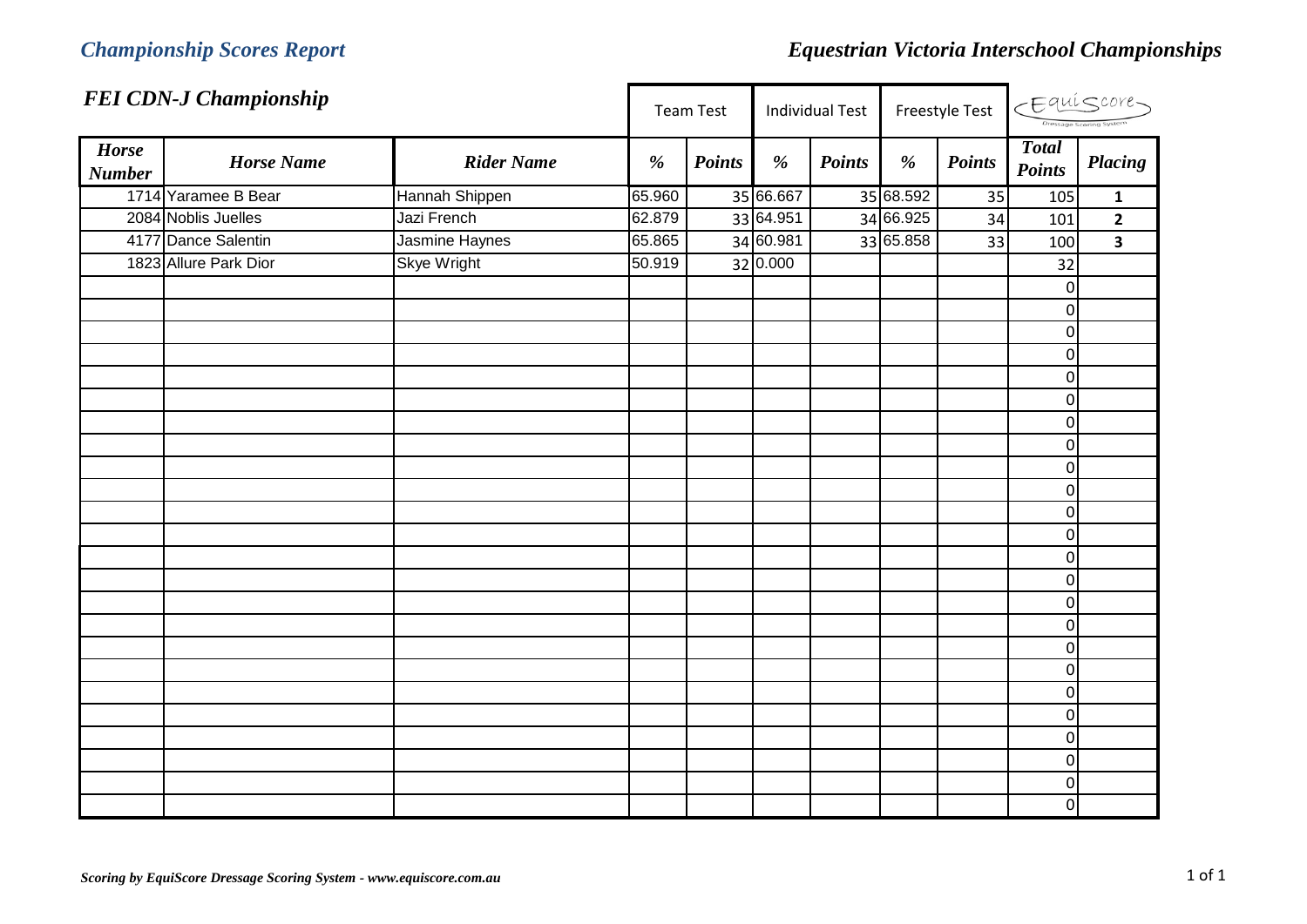# Championship Scores Report

# Equestrian Victoria Interschool Championships

## FEI CDN-J Championship

| Horse Number | Horse Name | Rider Name | Team Test % | Team Test Points | Individual Test % | Individual Test Points | Freestyle Test % | Freestyle Test Points | Total Points | Placing |
|---|---|---|---|---|---|---|---|---|---|---|
| 1714 | Yaramee B Bear | Hannah Shippen | 65.960 | 35 | 66.667 | 35 | 68.592 | 35 | 105 | 1 |
| 2084 | Noblis Juelles | Jazi French | 62.879 | 33 | 64.951 | 34 | 66.925 | 34 | 101 | 2 |
| 4177 | Dance Salentin | Jasmine Haynes | 65.865 | 34 | 60.981 | 33 | 65.858 | 33 | 100 | 3 |
| 1823 | Allure Park Dior | Skye Wright | 50.919 | 32 | 0.000 | | | | 32 | |
| | | | | | | | | | 0 | |
| | | | | | | | | | 0 | |
| | | | | | | | | | 0 | |
| | | | | | | | | | 0 | |
| | | | | | | | | | 0 | |
| | | | | | | | | | 0 | |
| | | | | | | | | | 0 | |
| | | | | | | | | | 0 | |
| | | | | | | | | | 0 | |
| | | | | | | | | | 0 | |
| | | | | | | | | | 0 | |
| | | | | | | | | | 0 | |
| | | | | | | | | | 0 | |
| | | | | | | | | | 0 | |
| | | | | | | | | | 0 | |
| | | | | | | | | | 0 | |
| | | | | | | | | | 0 | |
| | | | | | | | | | 0 | |
| | | | | | | | | | 0 | |
| | | | | | | | | | 0 | |
| | | | | | | | | | 0 | |
| | | | | | | | | | 0 | |
| | | | | | | | | | 0 | |

*Scoring by EquiScore Dressage Scoring System - www.equiscore.com.au*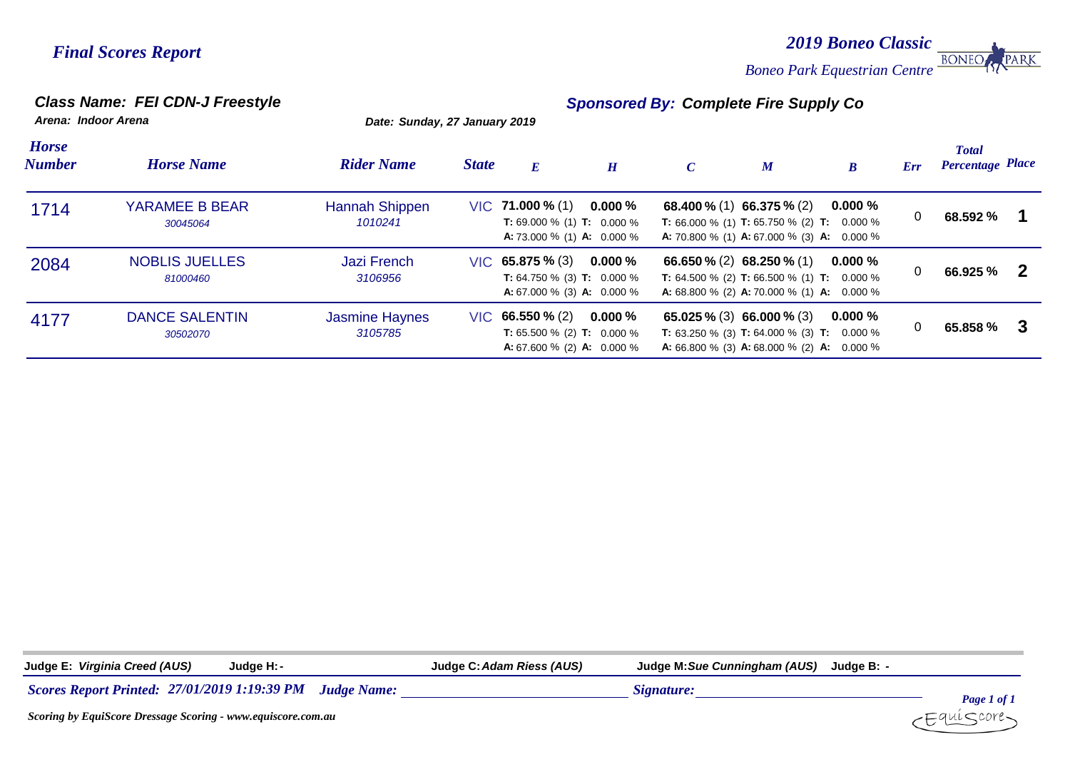# Final Scores Report

**2019 Boneo Classic**
*Boneo Park Equestrian Centre*

**Class Name: FEI CDN-J Freestyle**
**Sponsored By: Complete Fire Supply Co**
**Arena: Indoor Arena**
**Date: Sunday, 27 January 2019**

| Horse Number | Horse Name | Rider Name | State | E | H | C | M | B | Err | Total Percentage | Place |
|---|---|---|---|---|---|---|---|---|---|---|---|
| 1714 | YARAMEE B BEAR<br>30045064 | Hannah Shippen<br>1010241 | VIC | **71.000 %** (1)<br>**T:** 69.000 % (1)<br>**A:** 73.000 % (1) | **0.000 %**<br>**T:** 0.000 %<br>**A:** 0.000 % | **68.400 %** (1)<br>**T:** 66.000 % (1)<br>**A:** 70.800 % (1) | **66.375 %** (2)<br>**T:** 65.750 % (2)<br>**A:** 67.000 % (3) | **0.000 %**<br>**T:** 0.000 %<br>**A:** 0.000 % | 0 | **68.592 %** | **1** |
| 2084 | NOBLIS JUELLES<br>81000460 | Jazi French<br>3106956 | VIC | **65.875 %** (3)<br>**T:** 64.750 % (3)<br>**A:** 67.000 % (3) | **0.000 %**<br>**T:** 0.000 %<br>**A:** 0.000 % | **66.650 %** (2)<br>**T:** 64.500 % (2)<br>**A:** 68.800 % (2) | **68.250 %** (1)<br>**T:** 66.500 % (1)<br>**A:** 70.000 % (1) | **0.000 %**<br>**T:** 0.000 %<br>**A:** 0.000 % | 0 | **66.925 %** | **2** |
| 4177 | DANCE SALENTIN<br>30502070 | Jasmine Haynes<br>3105785 | VIC | **66.550 %** (2)<br>**T:** 65.500 % (2)<br>**A:** 67.600 % (2) | **0.000 %**<br>**T:** 0.000 %<br>**A:** 0.000 % | **65.025 %** (3)<br>**T:** 63.250 % (3)<br>**A:** 66.800 % (3) | **66.000 %** (3)<br>**T:** 64.000 % (3)<br>**A:** 68.000 % (2) | **0.000 %**<br>**T:** 0.000 %<br>**A:** 0.000 % | 0 | **65.858 %** | **3** |

**Judge E:** *Virginia Creed (AUS)* **Judge H:** - **Judge C:** *Adam Riess (AUS)* **Judge M:** *Sue Cunningham (AUS)* **Judge B:** -

*Scores Report Printed: 27/01/2019 1:19:39 PM* *Judge Name:* ______________________ *Signature:* ______________________

*Scoring by EquiScore Dressage Scoring - www.equiscore.com.au*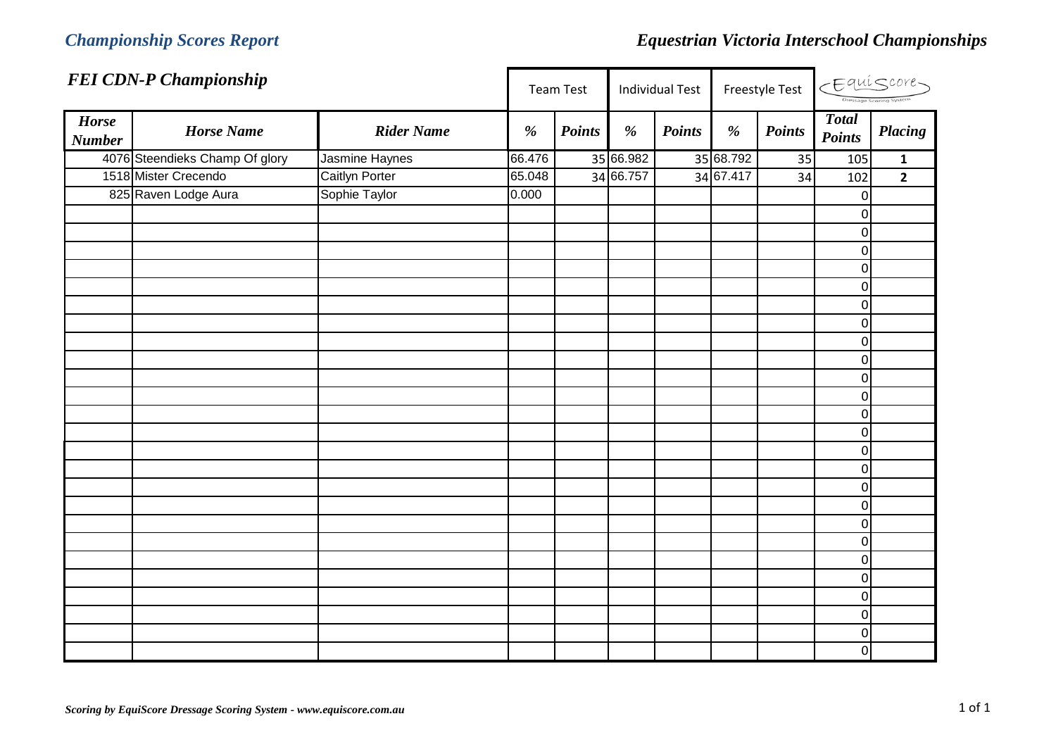# Championship Scores Report

## Equestrian Victoria Interschool Championships

### FEI CDN-P Championship

| Horse Number | Horse Name | Rider Name | Team Test % | Team Test Points | Individual Test % | Individual Test Points | Freestyle Test % | Freestyle Test Points | Total Points | Placing |
|---|---|---|---|---|---|---|---|---|---|---|
| 4076 | Steendieks Champ Of glory | Jasmine Haynes | 66.476 | 35 | 66.982 | 35 | 68.792 | 35 | 105 | 1 |
| 1518 | Mister Crecendo | Caitlyn Porter | 65.048 | 34 | 66.757 | 34 | 67.417 | 34 | 102 | 2 |
| 825 | Raven Lodge Aura | Sophie Taylor | 0.000 | | | | | | 0 | |
| | | | | | | | | | 0 | |
| | | | | | | | | | 0 | |
| | | | | | | | | | 0 | |
| | | | | | | | | | 0 | |
| | | | | | | | | | 0 | |
| | | | | | | | | | 0 | |
| | | | | | | | | | 0 | |
| | | | | | | | | | 0 | |
| | | | | | | | | | 0 | |
| | | | | | | | | | 0 | |
| | | | | | | | | | 0 | |
| | | | | | | | | | 0 | |
| | | | | | | | | | 0 | |
| | | | | | | | | | 0 | |
| | | | | | | | | | 0 | |
| | | | | | | | | | 0 | |
| | | | | | | | | | 0 | |
| | | | | | | | | | 0 | |
| | | | | | | | | | 0 | |
| | | | | | | | | | 0 | |
| | | | | | | | | | 0 | |
| | | | | | | | | | 0 | |
| | | | | | | | | | 0 | |
| | | | | | | | | | 0 | |
| | | | | | | | | | 0 | |

*Scoring by EquiScore Dressage Scoring System - www.equiscore.com.au*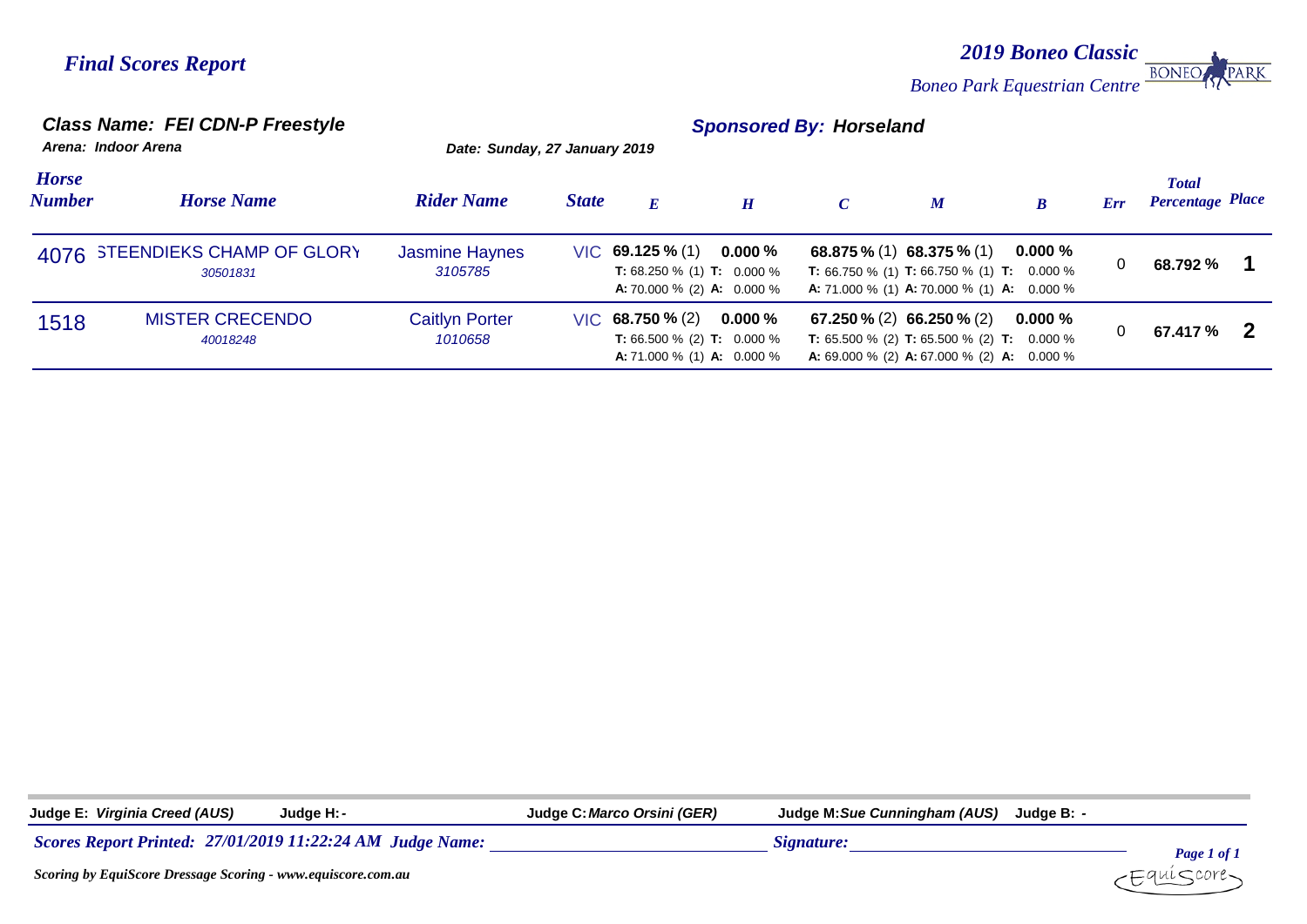# *Final Scores Report*

*2019 Boneo Classic*

*Boneo Park Equestrian Centre*

### *Class Name: FEI CDN-P Freestyle*

***Sponsored By: Horseland***

*Arena: Indoor Arena*

*Date: Sunday, 27 January 2019*

| *Horse Number* | *Horse Name* | *Rider Name* | *State* | *E* | *H* | *C* | *M* | *B* | *Err* | *Total Percentage* | *Place* |
|---|---|---|---|---|---|---|---|---|---|---|---|
| 4076 | STEENDIEKS CHAMP OF GLORY<br>*30501831* | Jasmine Haynes<br>*3105785* | VIC | **69.125 %** (1)<br>**T:** 68.250 % (1)<br>**A:** 70.000 % (2) | **0.000 %**<br>**T:** 0.000 %<br>**A:** 0.000 % | **68.875 %** (1)<br>**T:** 66.750 % (1)<br>**A:** 71.000 % (1) | **68.375 %** (1)<br>**T:** 66.750 % (1)<br>**A:** 70.000 % (1) | **0.000 %**<br>**T:** 0.000 %<br>**A:** 0.000 % | 0 | **68.792 %** | **1** |
| 1518 | MISTER CRECENDO<br>*40018248* | Caitlyn Porter<br>*1010658* | VIC | **68.750 %** (2)<br>**T:** 66.500 % (2)<br>**A:** 71.000 % (1) | **0.000 %**<br>**T:** 0.000 %<br>**A:** 0.000 % | **67.250 %** (2)<br>**T:** 65.500 % (2)<br>**A:** 69.000 % (2) | **66.250 %** (2)<br>**T:** 65.500 % (2)<br>**A:** 67.000 % (2) | **0.000 %**<br>**T:** 0.000 %<br>**A:** 0.000 % | 0 | **67.417 %** | **2** |

**Judge E:** *Virginia Creed (AUS)* **Judge H:** - **Judge C:** *Marco Orsini (GER)* **Judge M:** *Sue Cunningham (AUS)* **Judge B:** -

***Scores Report Printed: 27/01/2019 11:22:24 AM Judge Name:*** ______________________ ***Signature:*** ______________________

*Scoring by EquiScore Dressage Scoring - www.equiscore.com.au*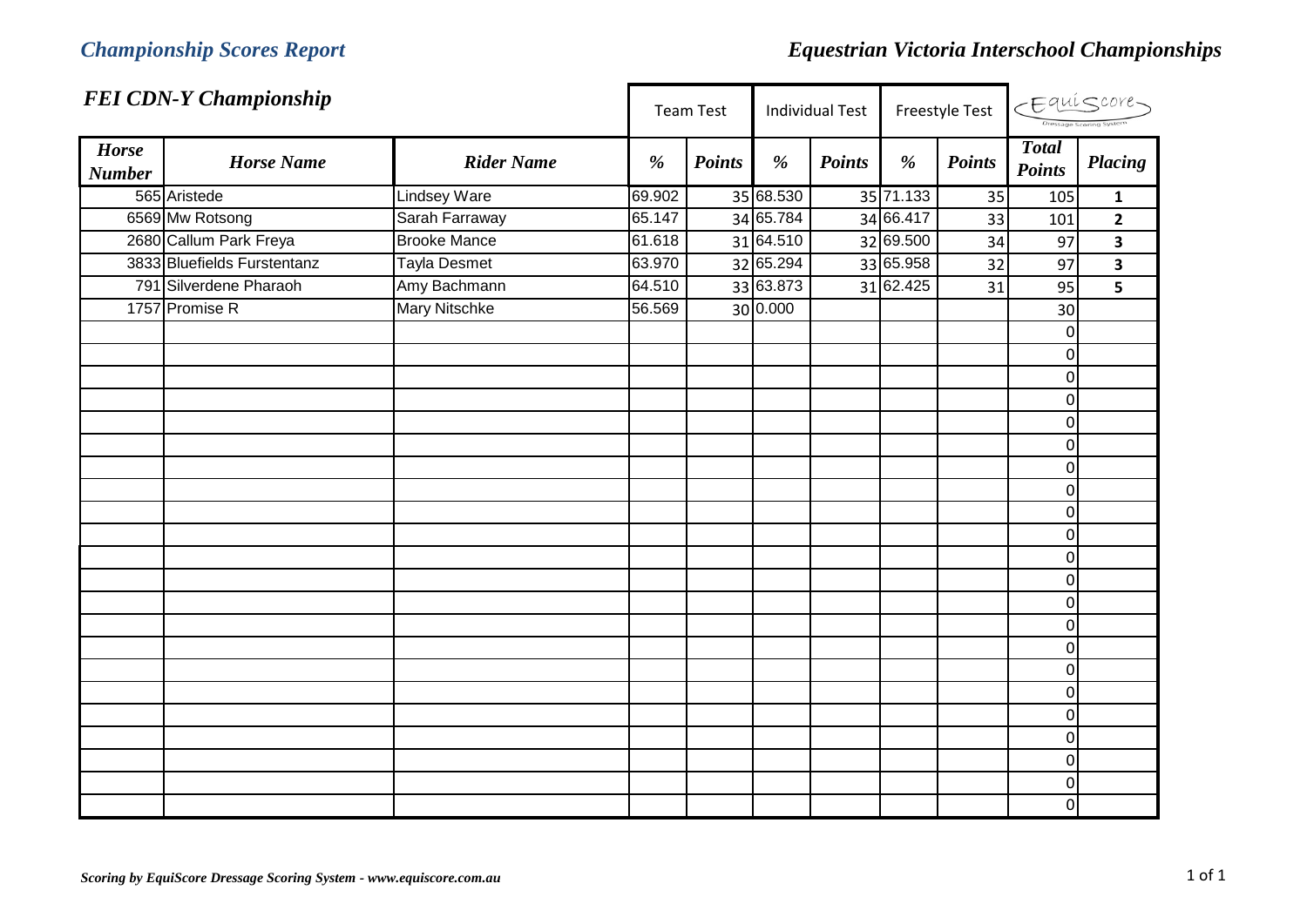## *Championship Scores Report*

## *Equestrian Victoria Interschool Championships*

### *FEI CDN-Y Championship*

| Horse Number | Horse Name | Rider Name | Team Test | | Individual Test | | Freestyle Test | | | |
|---|---|---|---|---|---|---|---|---|---|---|
| | | | % | Points | % | Points | % | Points | Total Points | Placing |
| 565 | Aristede | Lindsey Ware | 69.902 | 35 | 68.530 | 35 | 71.133 | 35 | 105 | 1 |
| 6569 | Mw Rotsong | Sarah Farraway | 65.147 | 34 | 65.784 | 34 | 66.417 | 33 | 101 | 2 |
| 2680 | Callum Park Freya | Brooke Mance | 61.618 | 31 | 64.510 | 32 | 69.500 | 34 | 97 | 3 |
| 3833 | Bluefields Furstentanz | Tayla Desmet | 63.970 | 32 | 65.294 | 33 | 65.958 | 32 | 97 | 3 |
| 791 | Silverdene Pharaoh | Amy Bachmann | 64.510 | 33 | 63.873 | 31 | 62.425 | 31 | 95 | 5 |
| 1757 | Promise R | Mary Nitschke | 56.569 | 30 | 0.000 | | | | 30 | |
| | | | | | | | | | 0 | |
| | | | | | | | | | 0 | |
| | | | | | | | | | 0 | |
| | | | | | | | | | 0 | |
| | | | | | | | | | 0 | |
| | | | | | | | | | 0 | |
| | | | | | | | | | 0 | |
| | | | | | | | | | 0 | |
| | | | | | | | | | 0 | |
| | | | | | | | | | 0 | |
| | | | | | | | | | 0 | |
| | | | | | | | | | 0 | |
| | | | | | | | | | 0 | |
| | | | | | | | | | 0 | |
| | | | | | | | | | 0 | |
| | | | | | | | | | 0 | |
| | | | | | | | | | 0 | |
| | | | | | | | | | 0 | |
| | | | | | | | | | 0 | |
| | | | | | | | | | 0 | |
| | | | | | | | | | 0 | |

*Scoring by EquiScore Dressage Scoring System - www.equiscore.com.au*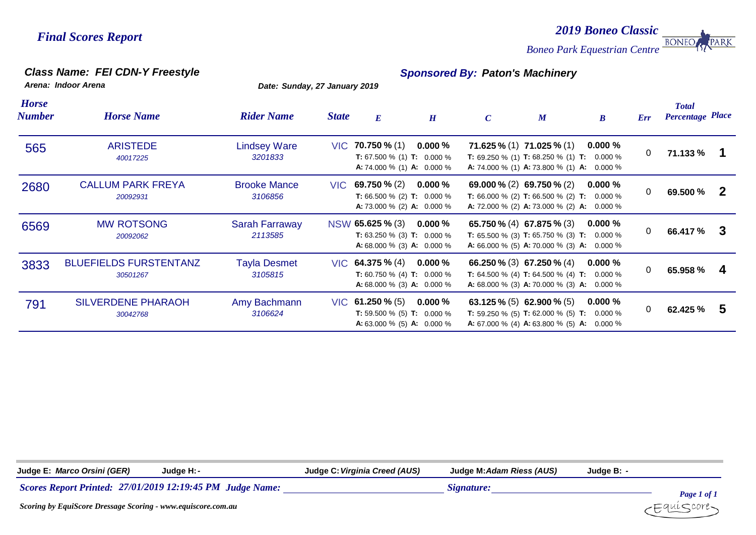*Final Scores Report*

*2019 Boneo Classic*

*Boneo Park Equestrian Centre*

### *Class Name: FEI CDN-Y Freestyle*

***Sponsored By: Paton's Machinery***

*Arena: Indoor Arena*

*Date: Sunday, 27 January 2019*

| Horse Number | Horse Name | Rider Name | State | E | H | C | M | B | Err | Total Percentage | Place |
|---|---|---|---|---|---|---|---|---|---|---|---|
| 565 | ARISTEDE<br>40017225 | Lindsey Ware<br>3201833 | VIC | **70.750 %** (1)<br>**T:** 67.500 % (1)<br>**A:** 74.000 % (1) | **0.000 %**<br>**T:** 0.000 %<br>**A:** 0.000 % | **71.625 %** (1)<br>**T:** 69.250 % (1)<br>**A:** 74.000 % (1) | **71.025 %** (1)<br>**T:** 68.250 % (1)<br>**A:** 73.800 % (1) | **0.000 %**<br>**T:** 0.000 %<br>**A:** 0.000 % | 0 | **71.133 %** | **1** |
| 2680 | CALLUM PARK FREYA<br>20092931 | Brooke Mance<br>3106856 | VIC | **69.750 %** (2)<br>**T:** 66.500 % (2)<br>**A:** 73.000 % (2) | **0.000 %**<br>**T:** 0.000 %<br>**A:** 0.000 % | **69.000 %** (2)<br>**T:** 66.000 % (2)<br>**A:** 72.000 % (2) | **69.750 %** (2)<br>**T:** 66.500 % (2)<br>**A:** 73.000 % (2) | **0.000 %**<br>**T:** 0.000 %<br>**A:** 0.000 % | 0 | **69.500 %** | **2** |
| 6569 | MW ROTSONG<br>20092062 | Sarah Farraway<br>2113585 | NSW | **65.625 %** (3)<br>**T:** 63.250 % (3)<br>**A:** 68.000 % (3) | **0.000 %**<br>**T:** 0.000 %<br>**A:** 0.000 % | **65.750 %** (4)<br>**T:** 65.500 % (3)<br>**A:** 66.000 % (5) | **67.875 %** (3)<br>**T:** 65.750 % (3)<br>**A:** 70.000 % (3) | **0.000 %**<br>**T:** 0.000 %<br>**A:** 0.000 % | 0 | **66.417 %** | **3** |
| 3833 | BLUEFIELDS FURSTENTANZ<br>30501267 | Tayla Desmet<br>3105815 | VIC | **64.375 %** (4)<br>**T:** 60.750 % (4)<br>**A:** 68.000 % (3) | **0.000 %**<br>**T:** 0.000 %<br>**A:** 0.000 % | **66.250 %** (3)<br>**T:** 64.500 % (4)<br>**A:** 68.000 % (3) | **67.250 %** (4)<br>**T:** 64.500 % (4)<br>**A:** 70.000 % (3) | **0.000 %**<br>**T:** 0.000 %<br>**A:** 0.000 % | 0 | **65.958 %** | **4** |
| 791 | SILVERDENE PHARAOH<br>30042768 | Amy Bachmann<br>3106624 | VIC | **61.250 %** (5)<br>**T:** 59.500 % (5)<br>**A:** 63.000 % (5) | **0.000 %**<br>**T:** 0.000 %<br>**A:** 0.000 % | **63.125 %** (5)<br>**T:** 59.250 % (5)<br>**A:** 67.000 % (4) | **62.900 %** (5)<br>**T:** 62.000 % (5)<br>**A:** 63.800 % (5) | **0.000 %**<br>**T:** 0.000 %<br>**A:** 0.000 % | 0 | **62.425 %** | **5** |

**Judge E:** *Marco Orsini (GER)* **Judge H:** - **Judge C:** *Virginia Creed (AUS)* **Judge M:** *Adam Riess (AUS)* **Judge B:** -

***Scores Report Printed: 27/01/2019 12:19:45 PM Judge Name:*** ______________ ***Signature:*** ______________

*Scoring by EquiScore Dressage Scoring - www.equiscore.com.au*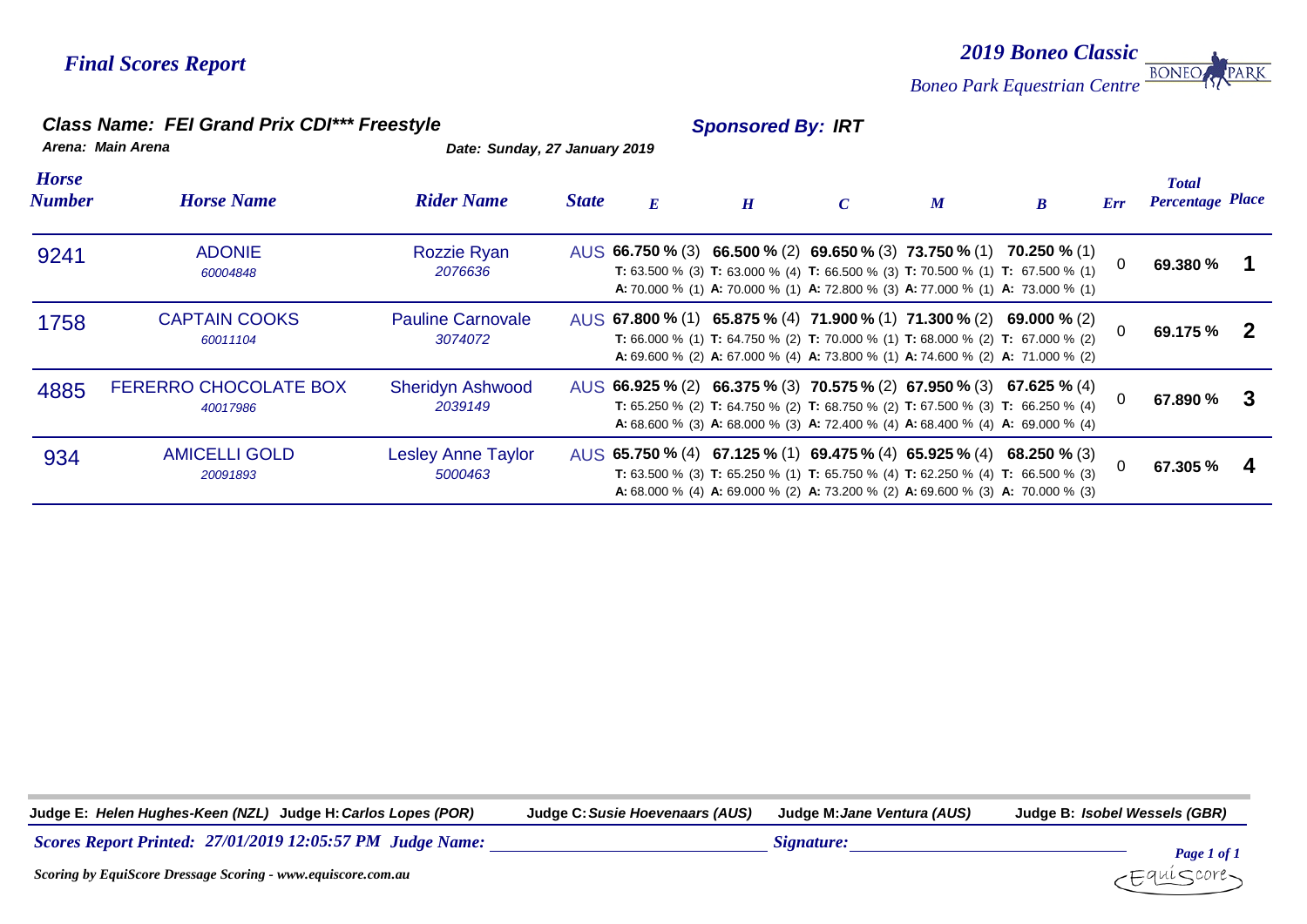*Final Scores Report*

*2019 Boneo Classic*

*Boneo Park Equestrian Centre*

## *Class Name: FEI Grand Prix CDI*** Freestyle*

***Sponsored By: IRT***

*Arena: Main Arena*

*Date: Sunday, 27 January 2019*

| Horse Number | Horse Name | Rider Name | State | E | H | C | M | B | Err | Total Percentage | Place |
|---|---|---|---|---|---|---|---|---|---|---|---|
| 9241 | ADONIE *60004848* | Rozzie Ryan *2076636* | AUS | **66.750 %** (3) **T:** 63.500 % (3) **A:** 70.000 % (1) | **66.500 %** (2) **T:** 63.000 % (4) **A:** 70.000 % (1) | **69.650 %** (3) **T:** 66.500 % (3) **A:** 72.800 % (3) | **73.750 %** (1) **T:** 70.500 % (1) **A:** 77.000 % (1) | **70.250 %** (1) **T:** 67.500 % (1) **A:** 73.000 % (1) | 0 | **69.380 %** | **1** |
| 1758 | CAPTAIN COOKS *60011104* | Pauline Carnovale *3074072* | AUS | **67.800 %** (1) **T:** 66.000 % (1) **A:** 69.600 % (2) | **65.875 %** (4) **T:** 64.750 % (2) **A:** 67.000 % (4) | **71.900 %** (1) **T:** 70.000 % (1) **A:** 73.800 % (1) | **71.300 %** (2) **T:** 68.000 % (2) **A:** 74.600 % (2) | **69.000 %** (2) **T:** 67.000 % (2) **A:** 71.000 % (2) | 0 | **69.175 %** | **2** |
| 4885 | FERERRO CHOCOLATE BOX *40017986* | Sheridyn Ashwood *2039149* | AUS | **66.925 %** (2) **T:** 65.250 % (2) **A:** 68.600 % (3) | **66.375 %** (3) **T:** 64.750 % (2) **A:** 68.000 % (3) | **70.575 %** (2) **T:** 68.750 % (2) **A:** 72.400 % (4) | **67.950 %** (3) **T:** 67.500 % (3) **A:** 68.400 % (4) | **67.625 %** (4) **T:** 66.250 % (4) **A:** 69.000 % (4) | 0 | **67.890 %** | **3** |
| 934 | AMICELLI GOLD *20091893* | Lesley Anne Taylor *5000463* | AUS | **65.750 %** (4) **T:** 63.500 % (3) **A:** 68.000 % (4) | **67.125 %** (1) **T:** 65.250 % (1) **A:** 69.000 % (2) | **69.475 %** (4) **T:** 65.750 % (4) **A:** 73.200 % (2) | **65.925 %** (4) **T:** 62.250 % (4) **A:** 69.600 % (3) | **68.250 %** (3) **T:** 66.500 % (3) **A:** 70.000 % (3) | 0 | **67.305 %** | **4** |

**Judge E:** ***Helen Hughes-Keen (NZL)*** **Judge H:** ***Carlos Lopes (POR)*** **Judge C:** ***Susie Hoevenaars (AUS)*** **Judge M:** ***Jane Ventura (AUS)*** **Judge B:** ***Isobel Wessels (GBR)***

***Scores Report Printed: 27/01/2019 12:05:57 PM Judge Name:*** ______________________ ***Signature:*** ______________________

***Scoring by EquiScore Dressage Scoring - www.equiscore.com.au***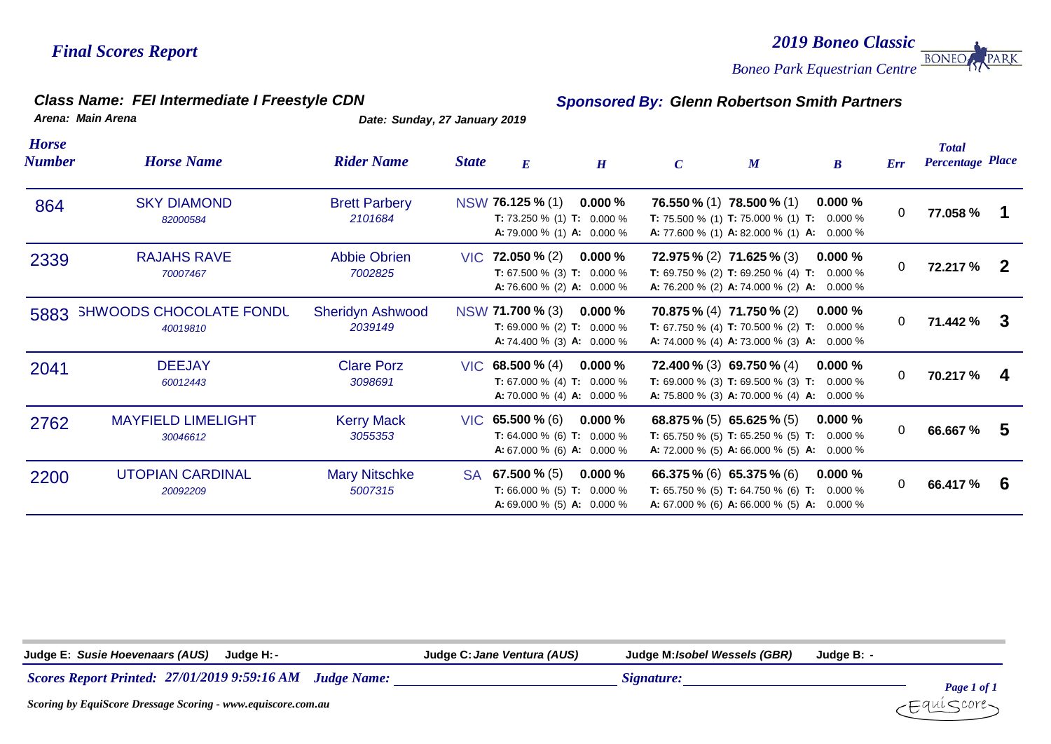## Final Scores Report

**2019 Boneo Classic**

*Boneo Park Equestrian Centre*

### Class Name: FEI Intermediate I Freestyle CDN

**Sponsored By: Glenn Robertson Smith Partners**

**Arena: Main Arena** — **Date: Sunday, 27 January 2019**

| Horse Number | Horse Name | Rider Name | State | E | H | C | M | B | Err | Total Percentage | Place |
|---|---|---|---|---|---|---|---|---|---|---|---|
| 864 | SKY DIAMOND 82000584 | Brett Parbery 2101684 | NSW | **76.125 %** (1) T: 73.250 % (1) A: 79.000 % (1) | **0.000 %** T: 0.000 % A: 0.000 % | **76.550 %** (1) T: 75.500 % (1) A: 77.600 % (1) | **78.500 %** (1) T: 75.000 % (1) A: 82.000 % (1) | **0.000 %** T: 0.000 % A: 0.000 % | 0 | **77.058 %** | **1** |
| 2339 | RAJAHS RAVE 70007467 | Abbie Obrien 7002825 | VIC | **72.050 %** (2) T: 67.500 % (3) A: 76.600 % (2) | **0.000 %** T: 0.000 % A: 0.000 % | **72.975 %** (2) T: 69.750 % (2) A: 76.200 % (2) | **71.625 %** (3) T: 69.250 % (4) A: 74.000 % (2) | **0.000 %** T: 0.000 % A: 0.000 % | 0 | **72.217 %** | **2** |
| 5883 | SHWOODS CHOCOLATE FONDU 40019810 | Sheridyn Ashwood 2039149 | NSW | **71.700 %** (3) T: 69.000 % (2) A: 74.400 % (3) | **0.000 %** T: 0.000 % A: 0.000 % | **70.875 %** (4) T: 67.750 % (4) A: 74.000 % (4) | **71.750 %** (2) T: 70.500 % (2) A: 73.000 % (3) | **0.000 %** T: 0.000 % A: 0.000 % | 0 | **71.442 %** | **3** |
| 2041 | DEEJAY 60012443 | Clare Porz 3098691 | VIC | **68.500 %** (4) T: 67.000 % (4) A: 70.000 % (4) | **0.000 %** T: 0.000 % A: 0.000 % | **72.400 %** (3) T: 69.000 % (3) A: 75.800 % (3) | **69.750 %** (4) T: 69.500 % (3) A: 70.000 % (4) | **0.000 %** T: 0.000 % A: 0.000 % | 0 | **70.217 %** | **4** |
| 2762 | MAYFIELD LIMELIGHT 30046612 | Kerry Mack 3055353 | VIC | **65.500 %** (6) T: 64.000 % (6) A: 67.000 % (6) | **0.000 %** T: 0.000 % A: 0.000 % | **68.875 %** (5) T: 65.750 % (5) A: 72.000 % (5) | **65.625 %** (5) T: 65.250 % (5) A: 66.000 % (5) | **0.000 %** T: 0.000 % A: 0.000 % | 0 | **66.667 %** | **5** |
| 2200 | UTOPIAN CARDINAL 20092209 | Mary Nitschke 5007315 | SA | **67.500 %** (5) T: 66.000 % (5) A: 69.000 % (5) | **0.000 %** T: 0.000 % A: 0.000 % | **66.375 %** (6) T: 65.750 % (5) A: 67.000 % (6) | **65.375 %** (6) T: 64.750 % (6) A: 66.000 % (5) | **0.000 %** T: 0.000 % A: 0.000 % | 0 | **66.417 %** | **6** |

**Judge E:** *Susie Hoevenaars (AUS)* **Judge H:** - **Judge C:** *Jane Ventura (AUS)* **Judge M:** *Isobel Wessels (GBR)* **Judge B:** -

*Scores Report Printed: 27/01/2019 9:59:16 AM* *Judge Name:* ______________________ *Signature:* ______________________

*Scoring by EquiScore Dressage Scoring - www.equiscore.com.au*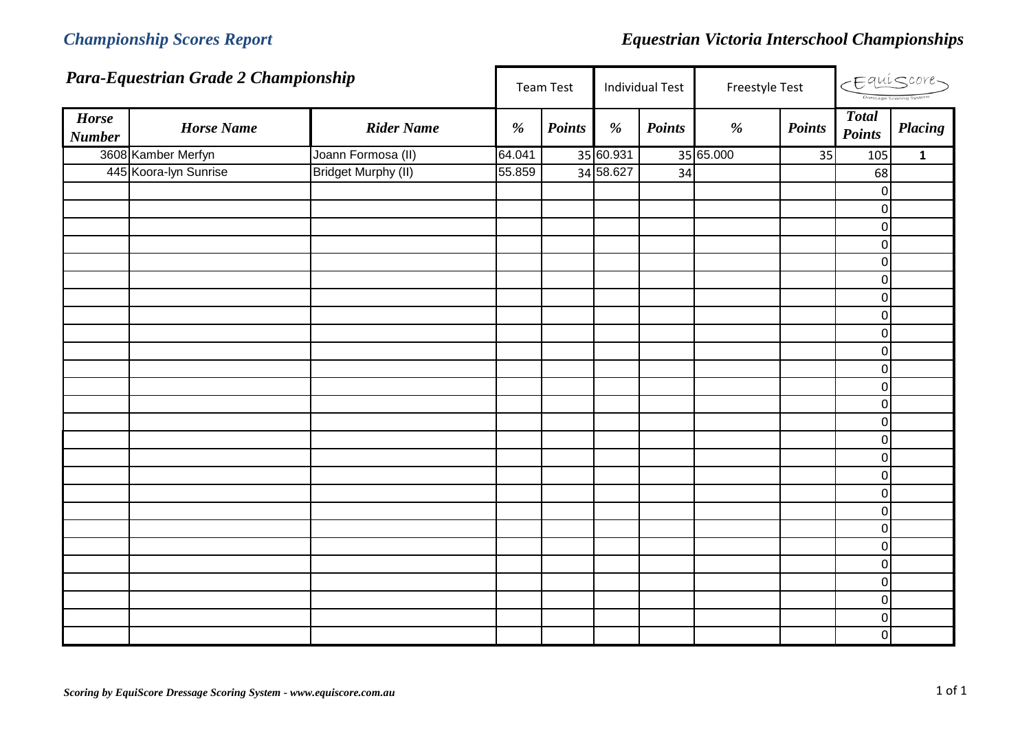## Championship Scores Report

## Equestrian Victoria Interschool Championships

### Para-Equestrian Grade 2 Championship

| | | | Team Test | | Individual Test | | Freestyle Test | | EquiScore | |
|---|---|---|---|---|---|---|---|---|---|---|
| ***Horse Number*** | ***Horse Name*** | ***Rider Name*** | ***%*** | ***Points*** | ***%*** | ***Points*** | ***%*** | ***Points*** | ***Total Points*** | ***Placing*** |
| 3608 | Kamber Merfyn | Joann Formosa (II) | 64.041 | 35 | 60.931 | 35 | 65.000 | 35 | 105 | **1** |
| 445 | Koora-lyn Sunrise | Bridget Murphy (II) | 55.859 | 34 | 58.627 | 34 | | | 68 | |
| | | | | | | | | | 0 | |
| | | | | | | | | | 0 | |
| | | | | | | | | | 0 | |
| | | | | | | | | | 0 | |
| | | | | | | | | | 0 | |
| | | | | | | | | | 0 | |
| | | | | | | | | | 0 | |
| | | | | | | | | | 0 | |
| | | | | | | | | | 0 | |
| | | | | | | | | | 0 | |
| | | | | | | | | | 0 | |
| | | | | | | | | | 0 | |
| | | | | | | | | | 0 | |
| | | | | | | | | | 0 | |
| | | | | | | | | | 0 | |
| | | | | | | | | | 0 | |
| | | | | | | | | | 0 | |
| | | | | | | | | | 0 | |
| | | | | | | | | | 0 | |
| | | | | | | | | | 0 | |
| | | | | | | | | | 0 | |
| | | | | | | | | | 0 | |
| | | | | | | | | | 0 | |
| | | | | | | | | | 0 | |
| | | | | | | | | | 0 | |

*Scoring by EquiScore Dressage Scoring System - www.equiscore.com.au*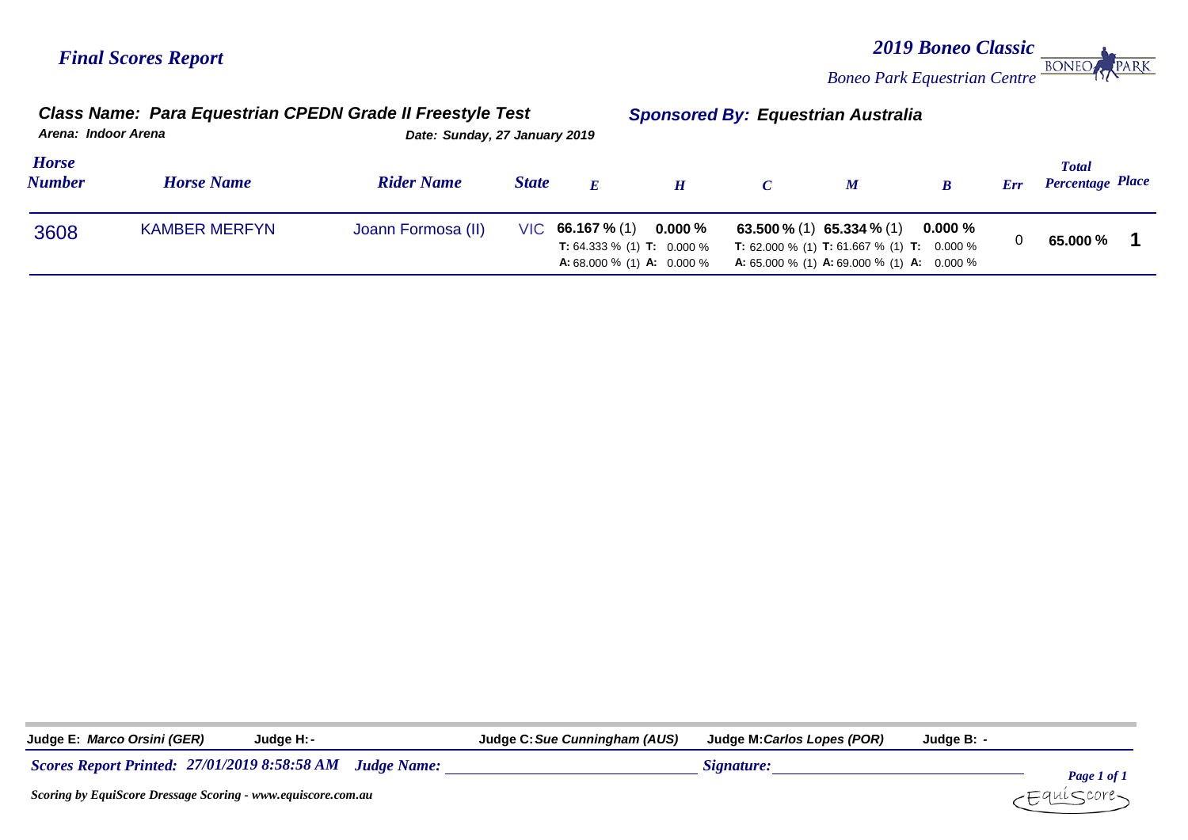## Final Scores Report

**2019 Boneo Classic**
*Boneo Park Equestrian Centre*

**Class Name: Para Equestrian CPEDN Grade II Freestyle Test**
**Sponsored By: Equestrian Australia**
*Arena: Indoor Arena*
*Date: Sunday, 27 January 2019*

| Horse Number | Horse Name | Rider Name | State | E | H | C | M | B | Err | Total Percentage | Place |
|---|---|---|---|---|---|---|---|---|---|---|---|
| 3608 | KAMBER MERFYN | Joann Formosa (II) | VIC | **66.167 %** (1) **T:** 64.333 % (1) **A:** 68.000 % (1) | **0.000 %** **T:** 0.000 % **A:** 0.000 % | **63.500 %** (1) **T:** 62.000 % (1) **A:** 65.000 % (1) | **65.334 %** (1) **T:** 61.667 % (1) **A:** 69.000 % (1) | **0.000 %** **T:** 0.000 % **A:** 0.000 % | 0 | **65.000 %** | **1** |

**Judge E:** *Marco Orsini (GER)* **Judge H:** - **Judge C:** *Sue Cunningham (AUS)* **Judge M:** *Carlos Lopes (POR)* **Judge B:** -

*Scores Report Printed: 27/01/2019 8:58:58 AM* *Judge Name:* ______________________ *Signature:* ______________________

*Scoring by EquiScore Dressage Scoring - www.equiscore.com.au*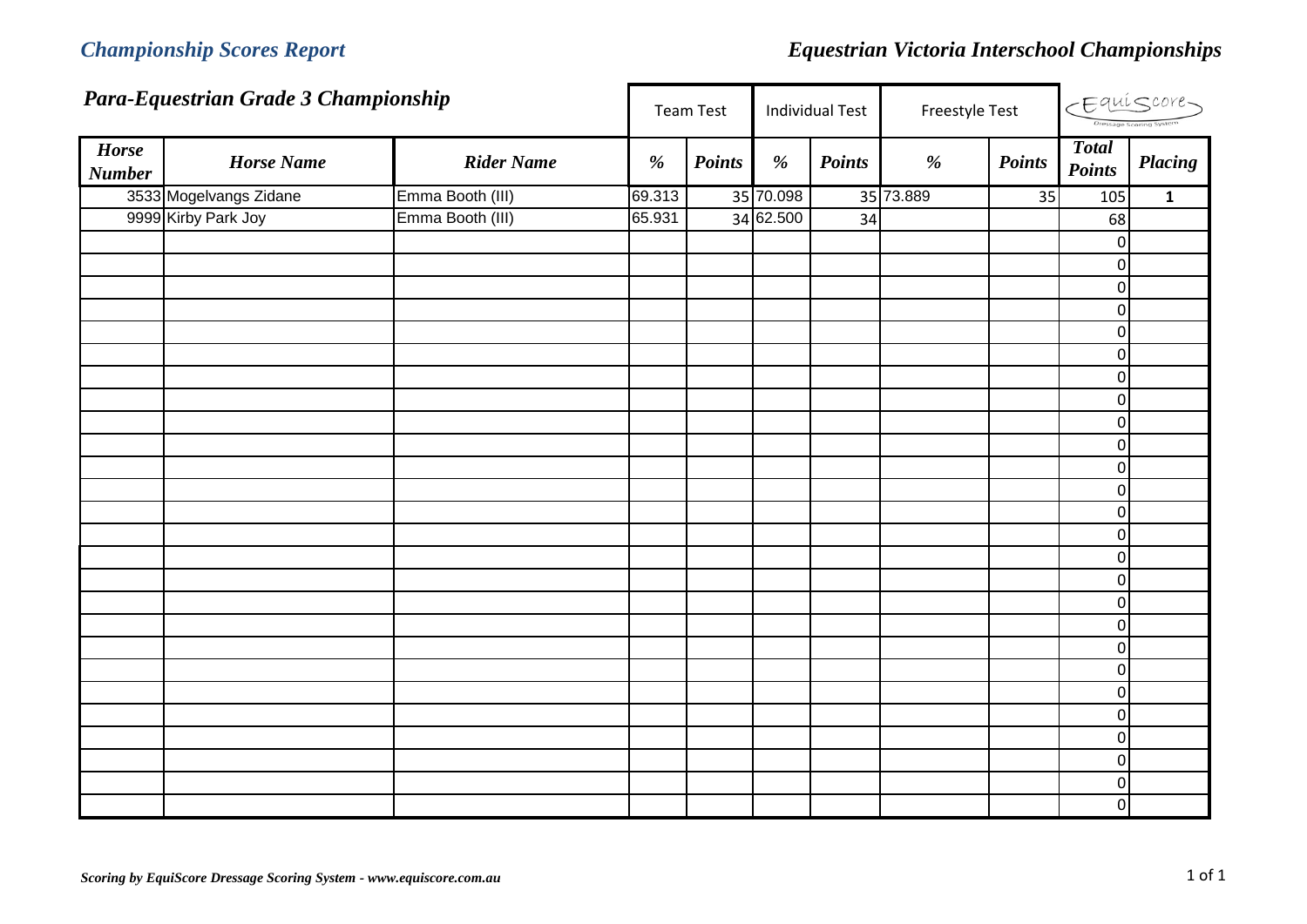*Championship Scores Report*

*Equestrian Victoria Interschool Championships*

## *Para-Equestrian Grade 3 Championship*

| | | | Team Test | | Individual Test | | Freestyle Test | | EquiScore Dressage Scoring System | |
|---|---|---|---|---|---|---|---|---|---|---|
| ***Horse Number*** | ***Horse Name*** | ***Rider Name*** | ***%*** | ***Points*** | ***%*** | ***Points*** | ***%*** | ***Points*** | ***Total Points*** | ***Placing*** |
| 3533 | Mogelvangs Zidane | Emma Booth (III) | 69.313 | 35 | 70.098 | 35 | 73.889 | 35 | 105 | **1** |
| 9999 | Kirby Park Joy | Emma Booth (III) | 65.931 | 34 | 62.500 | 34 | | | 68 | |
| | | | | | | | | | 0 | |
| | | | | | | | | | 0 | |
| | | | | | | | | | 0 | |
| | | | | | | | | | 0 | |
| | | | | | | | | | 0 | |
| | | | | | | | | | 0 | |
| | | | | | | | | | 0 | |
| | | | | | | | | | 0 | |
| | | | | | | | | | 0 | |
| | | | | | | | | | 0 | |
| | | | | | | | | | 0 | |
| | | | | | | | | | 0 | |
| | | | | | | | | | 0 | |
| | | | | | | | | | 0 | |
| | | | | | | | | | 0 | |
| | | | | | | | | | 0 | |
| | | | | | | | | | 0 | |
| | | | | | | | | | 0 | |
| | | | | | | | | | 0 | |
| | | | | | | | | | 0 | |
| | | | | | | | | | 0 | |
| | | | | | | | | | 0 | |
| | | | | | | | | | 0 | |
| | | | | | | | | | 0 | |
| | | | | | | | | | 0 | |

*Scoring by EquiScore Dressage Scoring System - www.equiscore.com.au*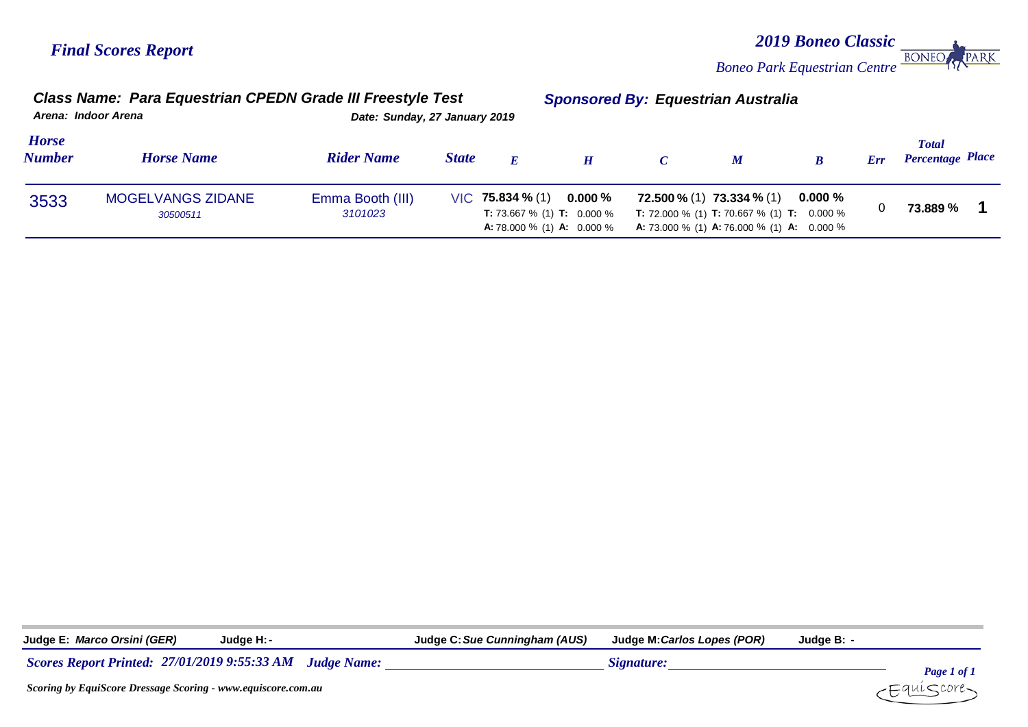*Final Scores Report*

*2019 Boneo Classic*

*Boneo Park Equestrian Centre*

**Class Name: Para Equestrian CPEDN Grade III Freestyle Test**

**Sponsored By: Equestrian Australia**

Arena: Indoor Arena

Date: Sunday, 27 January 2019

| Horse Number | Horse Name | Rider Name | State | E | H | C | M | B | Err | Total Percentage | Place |
|---|---|---|---|---|---|---|---|---|---|---|---|
| 3533 | MOGELVANGS ZIDANE 30500511 | Emma Booth (III) 3101023 | VIC | **75.834 %** (1) **T:** 73.667 % (1) **A:** 78.000 % (1) | **0.000 %** **T:** 0.000 % **A:** 0.000 % | **72.500 %** (1) **T:** 72.000 % (1) **A:** 73.000 % (1) | **73.334 %** (1) **T:** 70.667 % (1) **A:** 76.000 % (1) | **0.000 %** **T:** 0.000 % **A:** 0.000 % | 0 | 73.889 % | 1 |

**Judge E:** *Marco Orsini (GER)* **Judge H:** - **Judge C:** *Sue Cunningham (AUS)* **Judge M:** *Carlos Lopes (POR)* **Judge B:** -

*Scores Report Printed: 27/01/2019 9:55:33 AM* *Judge Name:* ______________ *Signature:* ______________

*Scoring by EquiScore Dressage Scoring - www.equiscore.com.au*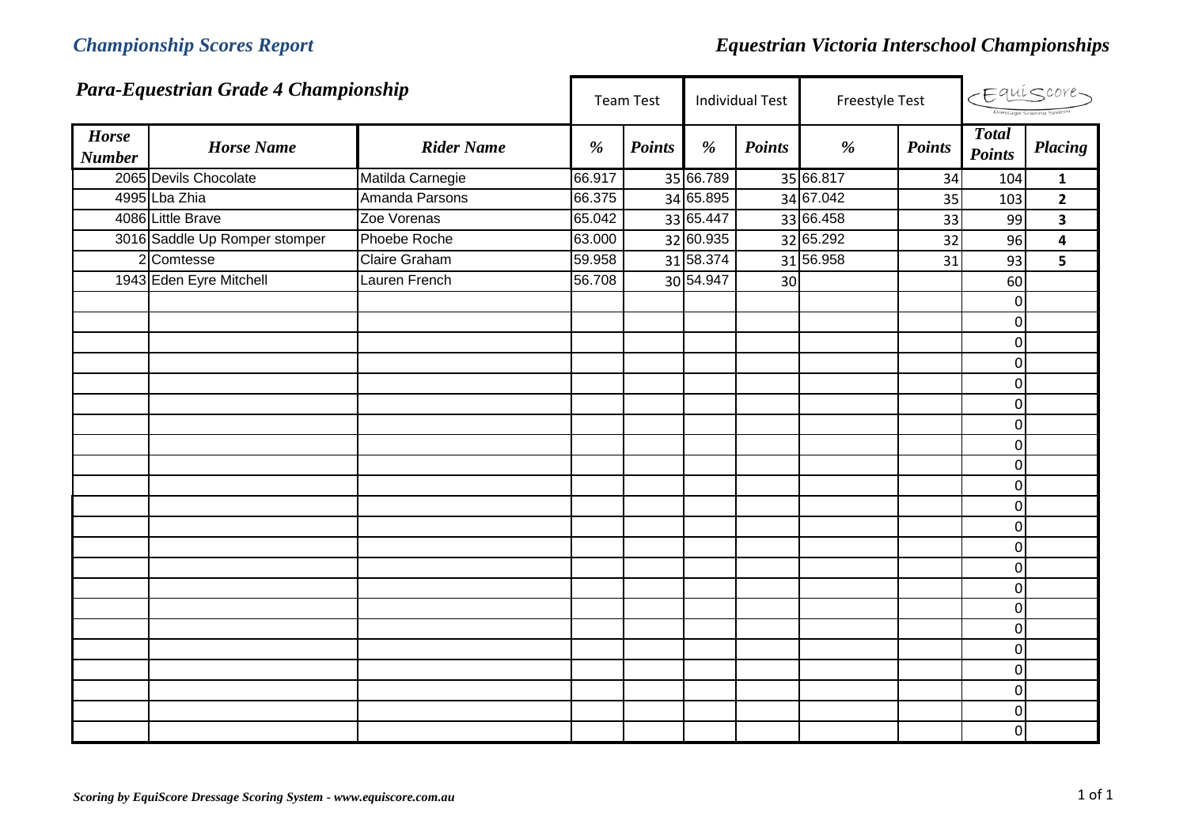*Championship Scores Report*

*Equestrian Victoria Interschool Championships*

## *Para-Equestrian Grade 4 Championship*

| | | | Team Test | | Individual Test | | Freestyle Test | | EquiScore | |
|---|---|---|---|---|---|---|---|---|---|---|
| ***Horse Number*** | ***Horse Name*** | ***Rider Name*** | ***%*** | ***Points*** | ***%*** | ***Points*** | ***%*** | ***Points*** | ***Total Points*** | ***Placing*** |
| 2065 | Devils Chocolate | Matilda Carnegie | 66.917 | 35 | 66.789 | 35 | 66.817 | 34 | 104 | **1** |
| 4995 | Lba Zhia | Amanda Parsons | 66.375 | 34 | 65.895 | 34 | 67.042 | 35 | 103 | **2** |
| 4086 | Little Brave | Zoe Vorenas | 65.042 | 33 | 65.447 | 33 | 66.458 | 33 | 99 | **3** |
| 3016 | Saddle Up Romper stomper | Phoebe Roche | 63.000 | 32 | 60.935 | 32 | 65.292 | 32 | 96 | **4** |
| 2 | Comtesse | Claire Graham | 59.958 | 31 | 58.374 | 31 | 56.958 | 31 | 93 | **5** |
| 1943 | Eden Eyre Mitchell | Lauren French | 56.708 | 30 | 54.947 | 30 | | | 60 | |
| | | | | | | | | | 0 | |
| | | | | | | | | | 0 | |
| | | | | | | | | | 0 | |
| | | | | | | | | | 0 | |
| | | | | | | | | | 0 | |
| | | | | | | | | | 0 | |
| | | | | | | | | | 0 | |
| | | | | | | | | | 0 | |
| | | | | | | | | | 0 | |
| | | | | | | | | | 0 | |
| | | | | | | | | | 0 | |
| | | | | | | | | | 0 | |
| | | | | | | | | | 0 | |
| | | | | | | | | | 0 | |
| | | | | | | | | | 0 | |
| | | | | | | | | | 0 | |
| | | | | | | | | | 0 | |
| | | | | | | | | | 0 | |
| | | | | | | | | | 0 | |
| | | | | | | | | | 0 | |
| | | | | | | | | | 0 | |
| | | | | | | | | | 0 | |

*Scoring by EquiScore Dressage Scoring System - www.equiscore.com.au*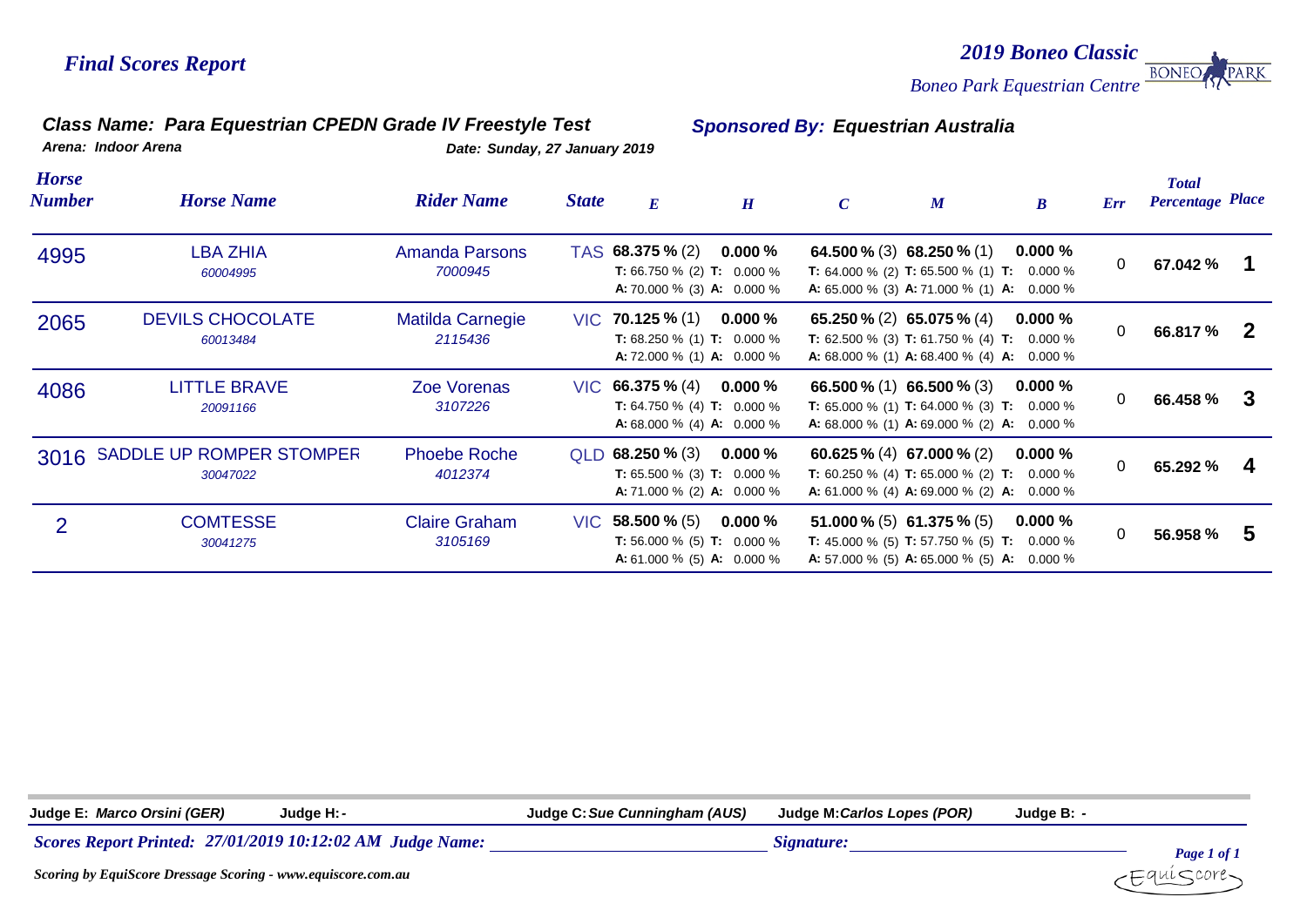*Final Scores Report*

*2019 Boneo Classic*

*Boneo Park Equestrian Centre*

### *Class Name: Para Equestrian CPEDN Grade IV Freestyle Test*

***Sponsored By: Equestrian Australia***

*Arena: Indoor Arena* *Date: Sunday, 27 January 2019*

| Horse Number | Horse Name | Rider Name | State | E | H | C | M | B | Err | Total Percentage | Place |
|---|---|---|---|---|---|---|---|---|---|---|---|
| 4995 | LBA ZHIA<br>60004995 | Amanda Parsons<br>7000945 | TAS | **68.375 %** (2)<br>**T:** 66.750 % (2)<br>**A:** 70.000 % (3) | **0.000 %**<br>**T:** 0.000 %<br>**A:** 0.000 % | **64.500 %** (3)<br>**T:** 64.000 % (2)<br>**A:** 65.000 % (3) | **68.250 %** (1)<br>**T:** 65.500 % (1)<br>**A:** 71.000 % (1) | **0.000 %**<br>**T:** 0.000 %<br>**A:** 0.000 % | 0 | **67.042 %** | **1** |
| 2065 | DEVILS CHOCOLATE<br>60013484 | Matilda Carnegie<br>2115436 | VIC | **70.125 %** (1)<br>**T:** 68.250 % (1)<br>**A:** 72.000 % (1) | **0.000 %**<br>**T:** 0.000 %<br>**A:** 0.000 % | **65.250 %** (2)<br>**T:** 62.500 % (3)<br>**A:** 68.000 % (1) | **65.075 %** (4)<br>**T:** 61.750 % (4)<br>**A:** 68.400 % (4) | **0.000 %**<br>**T:** 0.000 %<br>**A:** 0.000 % | 0 | **66.817 %** | **2** |
| 4086 | LITTLE BRAVE<br>20091166 | Zoe Vorenas<br>3107226 | VIC | **66.375 %** (4)<br>**T:** 64.750 % (4)<br>**A:** 68.000 % (4) | **0.000 %**<br>**T:** 0.000 %<br>**A:** 0.000 % | **66.500 %** (1)<br>**T:** 65.000 % (1)<br>**A:** 68.000 % (1) | **66.500 %** (3)<br>**T:** 64.000 % (3)<br>**A:** 69.000 % (2) | **0.000 %**<br>**T:** 0.000 %<br>**A:** 0.000 % | 0 | **66.458 %** | **3** |
| 3016 | SADDLE UP ROMPER STOMPER<br>30047022 | Phoebe Roche<br>4012374 | QLD | **68.250 %** (3)<br>**T:** 65.500 % (3)<br>**A:** 71.000 % (2) | **0.000 %**<br>**T:** 0.000 %<br>**A:** 0.000 % | **60.625 %** (4)<br>**T:** 60.250 % (4)<br>**A:** 61.000 % (4) | **67.000 %** (2)<br>**T:** 65.000 % (2)<br>**A:** 69.000 % (2) | **0.000 %**<br>**T:** 0.000 %<br>**A:** 0.000 % | 0 | **65.292 %** | **4** |
| 2 | COMTESSE<br>30041275 | Claire Graham<br>3105169 | VIC | **58.500 %** (5)<br>**T:** 56.000 % (5)<br>**A:** 61.000 % (5) | **0.000 %**<br>**T:** 0.000 %<br>**A:** 0.000 % | **51.000 %** (5)<br>**T:** 45.000 % (5)<br>**A:** 57.000 % (5) | **61.375 %** (5)<br>**T:** 57.750 % (5)<br>**A:** 65.000 % (5) | **0.000 %**<br>**T:** 0.000 %<br>**A:** 0.000 % | 0 | **56.958 %** | **5** |

**Judge E:** *Marco Orsini (GER)* **Judge H:** - **Judge C:** *Sue Cunningham (AUS)* **Judge M:** *Carlos Lopes (POR)* **Judge B:** -

***Scores Report Printed: 27/01/2019 10:12:02 AM Judge Name:*** ______________________ ***Signature:*** ______________________

*Scoring by EquiScore Dressage Scoring - www.equiscore.com.au*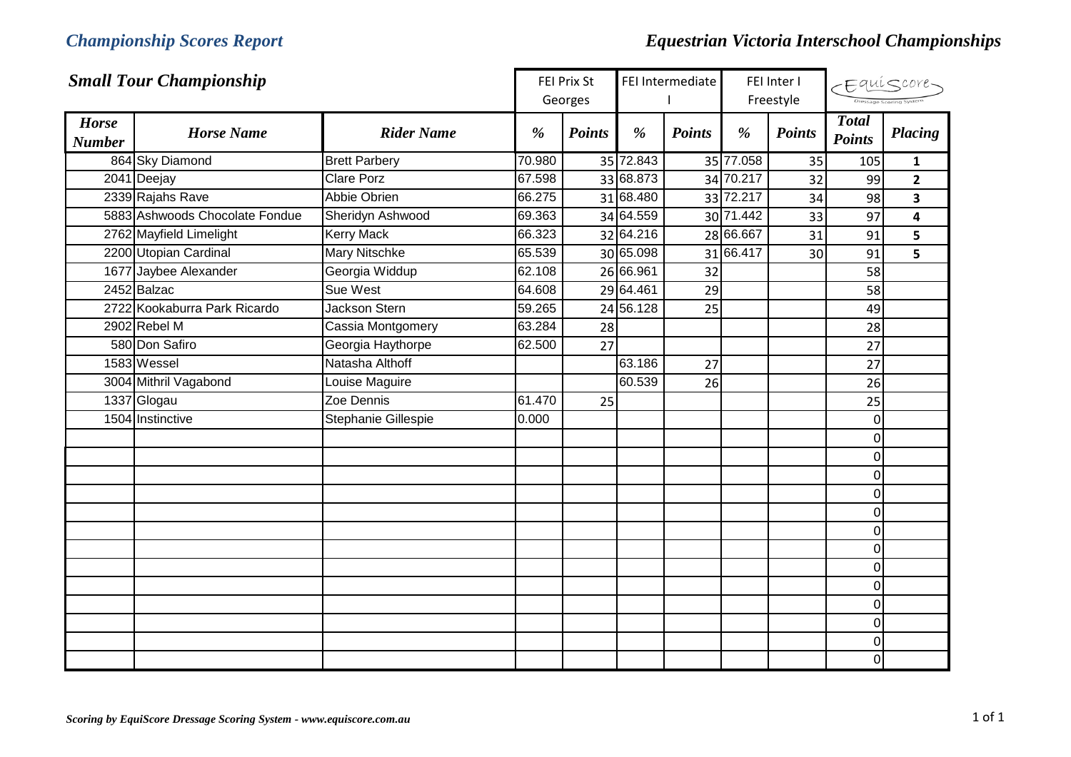*Championship Scores Report*

*Equestrian Victoria Interschool Championships*

## *Small Tour Championship*

| | | | FEI Prix St Georges | | FEI Intermediate I | | FEI Inter I Freestyle | | EquiScore Dressage Scoring System | |
|---|---|---|---|---|---|---|---|---|---|---|
| ***Horse Number*** | ***Horse Name*** | ***Rider Name*** | ***%*** | ***Points*** | ***%*** | ***Points*** | ***%*** | ***Points*** | ***Total Points*** | ***Placing*** |
| 864 | Sky Diamond | Brett Parbery | 70.980 | 35 | 72.843 | 35 | 77.058 | 35 | 105 | **1** |
| 2041 | Deejay | Clare Porz | 67.598 | 33 | 68.873 | 34 | 70.217 | 32 | 99 | **2** |
| 2339 | Rajahs Rave | Abbie Obrien | 66.275 | 31 | 68.480 | 33 | 72.217 | 34 | 98 | **3** |
| 5883 | Ashwoods Chocolate Fondue | Sheridyn Ashwood | 69.363 | 34 | 64.559 | 30 | 71.442 | 33 | 97 | **4** |
| 2762 | Mayfield Limelight | Kerry Mack | 66.323 | 32 | 64.216 | 28 | 66.667 | 31 | 91 | **5** |
| 2200 | Utopian Cardinal | Mary Nitschke | 65.539 | 30 | 65.098 | 31 | 66.417 | 30 | 91 | **5** |
| 1677 | Jaybee Alexander | Georgia Widdup | 62.108 | 26 | 66.961 | 32 | | | 58 | |
| 2452 | Balzac | Sue West | 64.608 | 29 | 64.461 | 29 | | | 58 | |
| 2722 | Kookaburra Park Ricardo | Jackson Stern | 59.265 | 24 | 56.128 | 25 | | | 49 | |
| 2902 | Rebel M | Cassia Montgomery | 63.284 | 28 | | | | | 28 | |
| 580 | Don Safiro | Georgia Haythorpe | 62.500 | 27 | | | | | 27 | |
| 1583 | Wessel | Natasha Althoff | | | 63.186 | 27 | | | 27 | |
| 3004 | Mithril Vagabond | Louise Maguire | | | 60.539 | 26 | | | 26 | |
| 1337 | Glogau | Zoe Dennis | 61.470 | 25 | | | | | 25 | |
| 1504 | Instinctive | Stephanie Gillespie | 0.000 | | | | | | 0 | |
| | | | | | | | | | 0 | |
| | | | | | | | | | 0 | |
| | | | | | | | | | 0 | |
| | | | | | | | | | 0 | |
| | | | | | | | | | 0 | |
| | | | | | | | | | 0 | |
| | | | | | | | | | 0 | |
| | | | | | | | | | 0 | |
| | | | | | | | | | 0 | |
| | | | | | | | | | 0 | |
| | | | | | | | | | 0 | |
| | | | | | | | | | 0 | |
| | | | | | | | | | 0 | |

*Scoring by EquiScore Dressage Scoring System - www.equiscore.com.au*